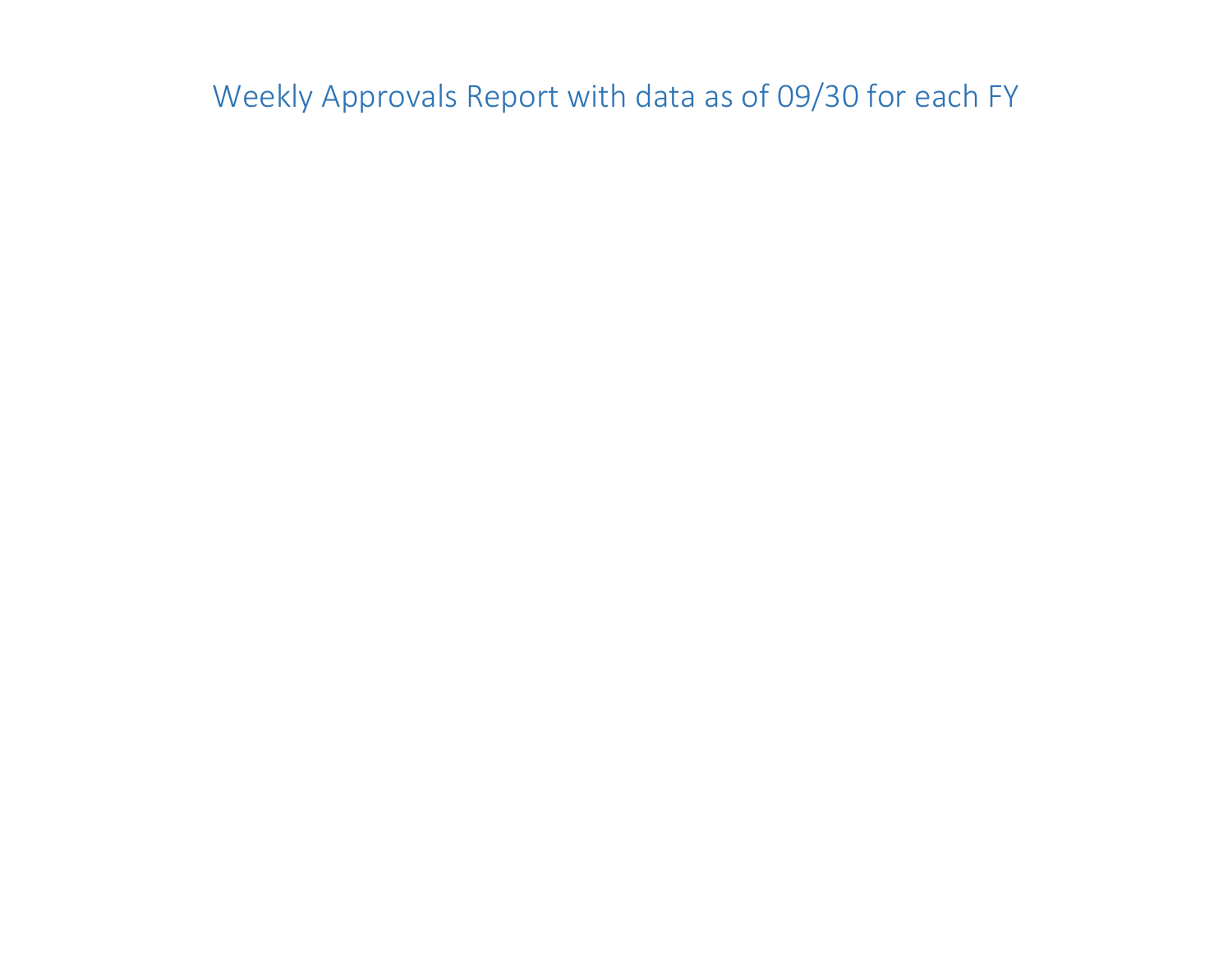# Weekly Approvals Report with data as of 09/30 for each FY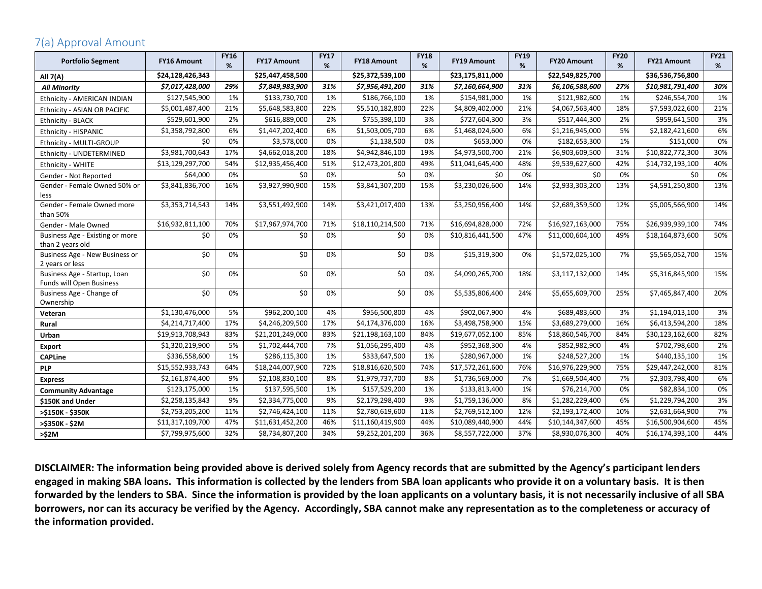## 7(a) Approval Amount

| Portfolio Segment | FY16 Amount | FY16 % | FY17 Amount | FY17 % | FY18 Amount | FY18 % | FY19 Amount | FY19 % | FY20 Amount | FY20 % | FY21 Amount | FY21 % |
|---|---|---|---|---|---|---|---|---|---|---|---|---|
| **All 7(A)** | **$24,128,426,343** | | **$25,447,458,500** | | **$25,372,539,100** | | **$23,175,811,000** | | **$22,549,825,700** | | **$36,536,756,800** | |
| ***All Minority*** | ***$7,017,428,000*** | ***29%*** | ***$7,849,983,900*** | ***31%*** | ***$7,956,491,200*** | ***31%*** | ***$7,160,664,900*** | ***31%*** | ***$6,106,588,600*** | ***27%*** | ***$10,981,791,400*** | ***30%*** |
| Ethnicity - AMERICAN INDIAN | $127,545,900 | 1% | $133,730,700 | 1% | $186,766,100 | 1% | $154,981,000 | 1% | $121,982,600 | 1% | $246,554,700 | 1% |
| Ethnicity - ASIAN OR PACIFIC | $5,001,487,400 | 21% | $5,648,583,800 | 22% | $5,510,182,800 | 22% | $4,809,402,000 | 21% | $4,067,563,400 | 18% | $7,593,022,600 | 21% |
| Ethnicity - BLACK | $529,601,900 | 2% | $616,889,000 | 2% | $755,398,100 | 3% | $727,604,300 | 3% | $517,444,300 | 2% | $959,641,500 | 3% |
| Ethnicity - HISPANIC | $1,358,792,800 | 6% | $1,447,202,400 | 6% | $1,503,005,700 | 6% | $1,468,024,600 | 6% | $1,216,945,000 | 5% | $2,182,421,600 | 6% |
| Ethnicity - MULTI-GROUP | $0 | 0% | $3,578,000 | 0% | $1,138,500 | 0% | $653,000 | 0% | $182,653,300 | 1% | $151,000 | 0% |
| Ethnicity - UNDETERMINED | $3,981,700,643 | 17% | $4,662,018,200 | 18% | $4,942,846,100 | 19% | $4,973,500,700 | 21% | $6,903,609,500 | 31% | $10,822,772,300 | 30% |
| Ethnicity - WHITE | $13,129,297,700 | 54% | $12,935,456,400 | 51% | $12,473,201,800 | 49% | $11,041,645,400 | 48% | $9,539,627,600 | 42% | $14,732,193,100 | 40% |
| Gender - Not Reported | $64,000 | 0% | $0 | 0% | $0 | 0% | $0 | 0% | $0 | 0% | $0 | 0% |
| Gender - Female Owned 50% or less | $3,841,836,700 | 16% | $3,927,990,900 | 15% | $3,841,307,200 | 15% | $3,230,026,600 | 14% | $2,933,303,200 | 13% | $4,591,250,800 | 13% |
| Gender - Female Owned more than 50% | $3,353,714,543 | 14% | $3,551,492,900 | 14% | $3,421,017,400 | 13% | $3,250,956,400 | 14% | $2,689,359,500 | 12% | $5,005,566,900 | 14% |
| Gender - Male Owned | $16,932,811,100 | 70% | $17,967,974,700 | 71% | $18,110,214,500 | 71% | $16,694,828,000 | 72% | $16,927,163,000 | 75% | $26,939,939,100 | 74% |
| Business Age - Existing or more than 2 years old | $0 | 0% | $0 | 0% | $0 | 0% | $10,816,441,500 | 47% | $11,000,604,100 | 49% | $18,164,873,600 | 50% |
| Business Age - New Business or 2 years or less | $0 | 0% | $0 | 0% | $0 | 0% | $15,319,300 | 0% | $1,572,025,100 | 7% | $5,565,052,700 | 15% |
| Business Age - Startup, Loan Funds will Open Business | $0 | 0% | $0 | 0% | $0 | 0% | $4,090,265,700 | 18% | $3,117,132,000 | 14% | $5,316,845,900 | 15% |
| Business Age - Change of Ownership | $0 | 0% | $0 | 0% | $0 | 0% | $5,535,806,400 | 24% | $5,655,609,700 | 25% | $7,465,847,400 | 20% |
| **Veteran** | $1,130,476,000 | 5% | $962,200,100 | 4% | $956,500,800 | 4% | $902,067,900 | 4% | $689,483,600 | 3% | $1,194,013,100 | 3% |
| **Rural** | $4,214,717,400 | 17% | $4,246,209,500 | 17% | $4,174,376,000 | 16% | $3,498,758,900 | 15% | $3,689,279,000 | 16% | $6,413,594,200 | 18% |
| **Urban** | $19,913,708,943 | 83% | $21,201,249,000 | 83% | $21,198,163,100 | 84% | $19,677,052,100 | 85% | $18,860,546,700 | 84% | $30,123,162,600 | 82% |
| **Export** | $1,320,219,900 | 5% | $1,702,444,700 | 7% | $1,056,295,400 | 4% | $952,368,300 | 4% | $852,982,900 | 4% | $702,798,600 | 2% |
| **CAPLine** | $336,558,600 | 1% | $286,115,300 | 1% | $333,647,500 | 1% | $280,967,000 | 1% | $248,527,200 | 1% | $440,135,100 | 1% |
| **PLP** | $15,552,933,743 | 64% | $18,244,007,900 | 72% | $18,816,620,500 | 74% | $17,572,261,600 | 76% | $16,976,229,900 | 75% | $29,447,242,000 | 81% |
| **Express** | $2,161,874,400 | 9% | $2,108,830,100 | 8% | $1,979,737,700 | 8% | $1,736,569,000 | 7% | $1,669,504,400 | 7% | $2,303,798,400 | 6% |
| **Community Advantage** | $123,175,000 | 1% | $137,595,500 | 1% | $157,529,200 | 1% | $133,813,400 | 1% | $76,214,700 | 0% | $82,834,100 | 0% |
| **$150K and Under** | $2,258,135,843 | 9% | $2,334,775,000 | 9% | $2,179,298,400 | 9% | $1,759,136,000 | 8% | $1,282,229,400 | 6% | $1,229,794,200 | 3% |
| **>$150K - $350K** | $2,753,205,200 | 11% | $2,746,424,100 | 11% | $2,780,619,600 | 11% | $2,769,512,100 | 12% | $2,193,172,400 | 10% | $2,631,664,900 | 7% |
| **>$350K - $2M** | $11,317,109,700 | 47% | $11,631,452,200 | 46% | $11,160,419,900 | 44% | $10,089,440,900 | 44% | $10,144,347,600 | 45% | $16,500,904,600 | 45% |
| **>$2M** | $7,799,975,600 | 32% | $8,734,807,200 | 34% | $9,252,201,200 | 36% | $8,557,722,000 | 37% | $8,930,076,300 | 40% | $16,174,393,100 | 44% |

**DISCLAIMER: The information being provided above is derived solely from Agency records that are submitted by the Agency's participant lenders engaged in making SBA loans. This information is collected by the lenders from SBA loan applicants who provide it on a voluntary basis. It is then forwarded by the lenders to SBA. Since the information is provided by the loan applicants on a voluntary basis, it is not necessarily inclusive of all SBA borrowers, nor can its accuracy be verified by the Agency. Accordingly, SBA cannot make any representation as to the completeness or accuracy of the information provided.**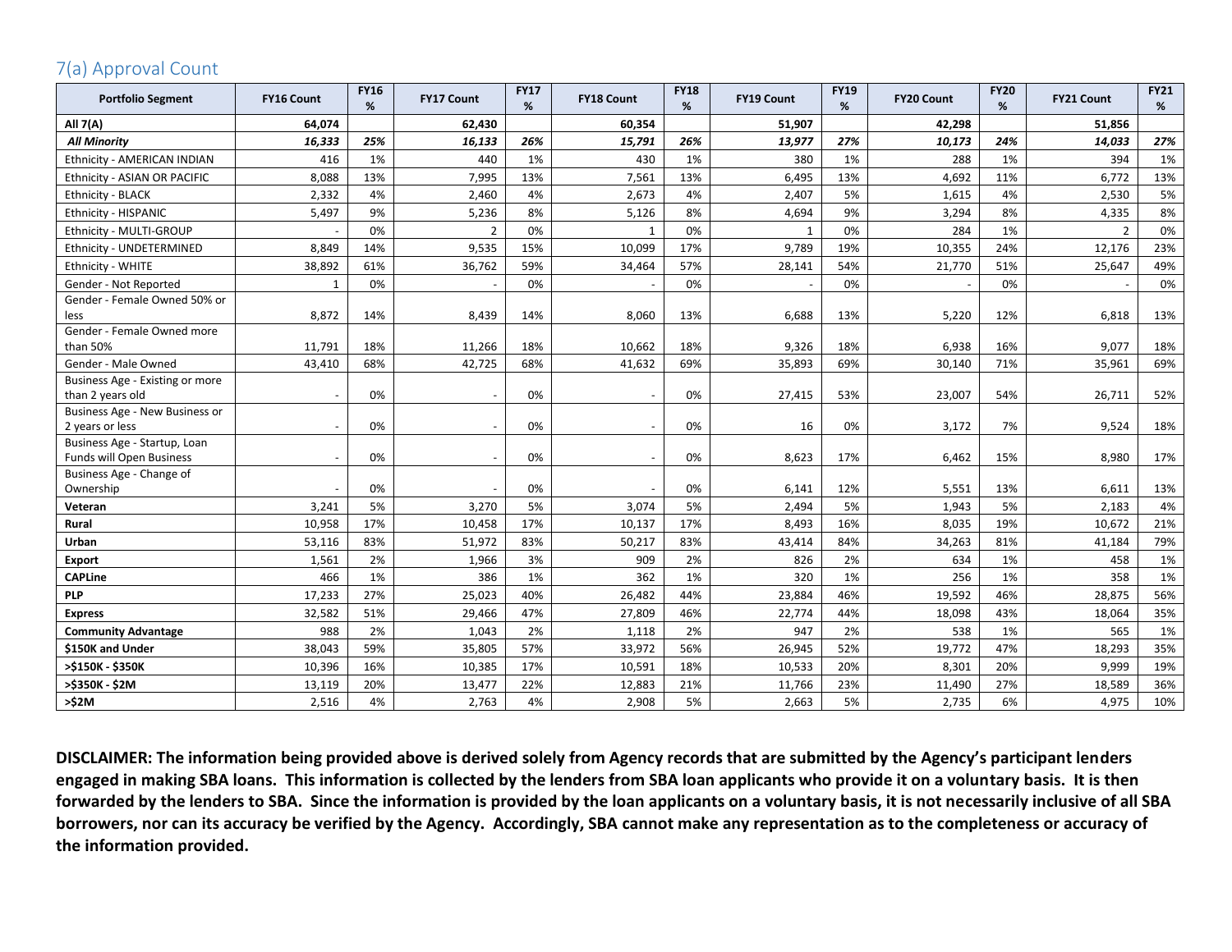## 7(a) Approval Count

| Portfolio Segment | FY16 Count | FY16 % | FY17 Count | FY17 % | FY18 Count | FY18 % | FY19 Count | FY19 % | FY20 Count | FY20 % | FY21 Count | FY21 % |
|---|---|---|---|---|---|---|---|---|---|---|---|---|
| **All 7(A)** | **64,074** | | **62,430** | | **60,354** | | **51,907** | | **42,298** | | **51,856** | |
| ***All Minority*** | ***16,333*** | ***25%*** | ***16,133*** | ***26%*** | ***15,791*** | ***26%*** | ***13,977*** | ***27%*** | ***10,173*** | ***24%*** | ***14,033*** | ***27%*** |
| Ethnicity - AMERICAN INDIAN | 416 | 1% | 440 | 1% | 430 | 1% | 380 | 1% | 288 | 1% | 394 | 1% |
| Ethnicity - ASIAN OR PACIFIC | 8,088 | 13% | 7,995 | 13% | 7,561 | 13% | 6,495 | 13% | 4,692 | 11% | 6,772 | 13% |
| Ethnicity - BLACK | 2,332 | 4% | 2,460 | 4% | 2,673 | 4% | 2,407 | 5% | 1,615 | 4% | 2,530 | 5% |
| Ethnicity - HISPANIC | 5,497 | 9% | 5,236 | 8% | 5,126 | 8% | 4,694 | 9% | 3,294 | 8% | 4,335 | 8% |
| Ethnicity - MULTI-GROUP | - | 0% | 2 | 0% | 1 | 0% | 1 | 0% | 284 | 1% | 2 | 0% |
| Ethnicity - UNDETERMINED | 8,849 | 14% | 9,535 | 15% | 10,099 | 17% | 9,789 | 19% | 10,355 | 24% | 12,176 | 23% |
| Ethnicity - WHITE | 38,892 | 61% | 36,762 | 59% | 34,464 | 57% | 28,141 | 54% | 21,770 | 51% | 25,647 | 49% |
| Gender - Not Reported | 1 | 0% | - | 0% | - | 0% | - | 0% | - | 0% | - | 0% |
| Gender - Female Owned 50% or less | 8,872 | 14% | 8,439 | 14% | 8,060 | 13% | 6,688 | 13% | 5,220 | 12% | 6,818 | 13% |
| Gender - Female Owned more than 50% | 11,791 | 18% | 11,266 | 18% | 10,662 | 18% | 9,326 | 18% | 6,938 | 16% | 9,077 | 18% |
| Gender - Male Owned | 43,410 | 68% | 42,725 | 68% | 41,632 | 69% | 35,893 | 69% | 30,140 | 71% | 35,961 | 69% |
| Business Age - Existing or more than 2 years old | - | 0% | - | 0% | - | 0% | 27,415 | 53% | 23,007 | 54% | 26,711 | 52% |
| Business Age - New Business or 2 years or less | - | 0% | - | 0% | - | 0% | 16 | 0% | 3,172 | 7% | 9,524 | 18% |
| Business Age - Startup, Loan Funds will Open Business | - | 0% | - | 0% | - | 0% | 8,623 | 17% | 6,462 | 15% | 8,980 | 17% |
| Business Age - Change of Ownership | - | 0% | - | 0% | - | 0% | 6,141 | 12% | 5,551 | 13% | 6,611 | 13% |
| **Veteran** | 3,241 | 5% | 3,270 | 5% | 3,074 | 5% | 2,494 | 5% | 1,943 | 5% | 2,183 | 4% |
| **Rural** | 10,958 | 17% | 10,458 | 17% | 10,137 | 17% | 8,493 | 16% | 8,035 | 19% | 10,672 | 21% |
| **Urban** | 53,116 | 83% | 51,972 | 83% | 50,217 | 83% | 43,414 | 84% | 34,263 | 81% | 41,184 | 79% |
| **Export** | 1,561 | 2% | 1,966 | 3% | 909 | 2% | 826 | 2% | 634 | 1% | 458 | 1% |
| **CAPLine** | 466 | 1% | 386 | 1% | 362 | 1% | 320 | 1% | 256 | 1% | 358 | 1% |
| **PLP** | 17,233 | 27% | 25,023 | 40% | 26,482 | 44% | 23,884 | 46% | 19,592 | 46% | 28,875 | 56% |
| **Express** | 32,582 | 51% | 29,466 | 47% | 27,809 | 46% | 22,774 | 44% | 18,098 | 43% | 18,064 | 35% |
| **Community Advantage** | 988 | 2% | 1,043 | 2% | 1,118 | 2% | 947 | 2% | 538 | 1% | 565 | 1% |
| **$150K and Under** | 38,043 | 59% | 35,805 | 57% | 33,972 | 56% | 26,945 | 52% | 19,772 | 47% | 18,293 | 35% |
| **>$150K - $350K** | 10,396 | 16% | 10,385 | 17% | 10,591 | 18% | 10,533 | 20% | 8,301 | 20% | 9,999 | 19% |
| **>$350K - $2M** | 13,119 | 20% | 13,477 | 22% | 12,883 | 21% | 11,766 | 23% | 11,490 | 27% | 18,589 | 36% |
| **>$2M** | 2,516 | 4% | 2,763 | 4% | 2,908 | 5% | 2,663 | 5% | 2,735 | 6% | 4,975 | 10% |

**DISCLAIMER: The information being provided above is derived solely from Agency records that are submitted by the Agency's participant lenders engaged in making SBA loans. This information is collected by the lenders from SBA loan applicants who provide it on a voluntary basis. It is then forwarded by the lenders to SBA. Since the information is provided by the loan applicants on a voluntary basis, it is not necessarily inclusive of all SBA borrowers, nor can its accuracy be verified by the Agency. Accordingly, SBA cannot make any representation as to the completeness or accuracy of the information provided.**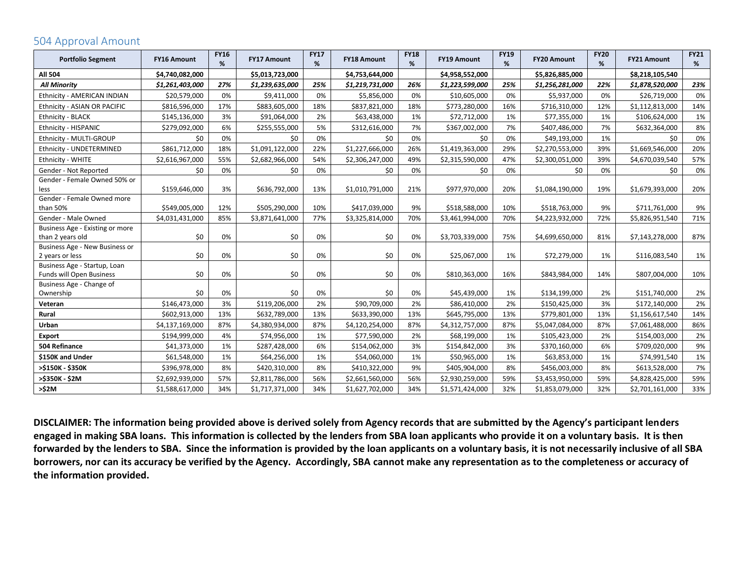## 504 Approval Amount

| Portfolio Segment | FY16 Amount | FY16 % | FY17 Amount | FY17 % | FY18 Amount | FY18 % | FY19 Amount | FY19 % | FY20 Amount | FY20 % | FY21 Amount | FY21 % |
|---|---|---|---|---|---|---|---|---|---|---|---|---|
| **All 504** | **$4,740,082,000** | | **$5,013,723,000** | | **$4,753,644,000** | | **$4,958,552,000** | | **$5,826,885,000** | | **$8,218,105,540** | |
| ***All Minority*** | ***$1,261,403,000*** | ***27%*** | ***$1,239,635,000*** | ***25%*** | ***$1,219,731,000*** | ***26%*** | ***$1,223,599,000*** | ***25%*** | ***$1,256,281,000*** | ***22%*** | ***$1,878,520,000*** | ***23%*** |
| Ethnicity - AMERICAN INDIAN | $20,579,000 | 0% | $9,411,000 | 0% | $5,856,000 | 0% | $10,605,000 | 0% | $5,937,000 | 0% | $26,719,000 | 0% |
| Ethnicity - ASIAN OR PACIFIC | $816,596,000 | 17% | $883,605,000 | 18% | $837,821,000 | 18% | $773,280,000 | 16% | $716,310,000 | 12% | $1,112,813,000 | 14% |
| Ethnicity - BLACK | $145,136,000 | 3% | $91,064,000 | 2% | $63,438,000 | 1% | $72,712,000 | 1% | $77,355,000 | 1% | $106,624,000 | 1% |
| Ethnicity - HISPANIC | $279,092,000 | 6% | $255,555,000 | 5% | $312,616,000 | 7% | $367,002,000 | 7% | $407,486,000 | 7% | $632,364,000 | 8% |
| Ethnicity - MULTI-GROUP | $0 | 0% | $0 | 0% | $0 | 0% | $0 | 0% | $49,193,000 | 1% | $0 | 0% |
| Ethnicity - UNDETERMINED | $861,712,000 | 18% | $1,091,122,000 | 22% | $1,227,666,000 | 26% | $1,419,363,000 | 29% | $2,270,553,000 | 39% | $1,669,546,000 | 20% |
| Ethnicity - WHITE | $2,616,967,000 | 55% | $2,682,966,000 | 54% | $2,306,247,000 | 49% | $2,315,590,000 | 47% | $2,300,051,000 | 39% | $4,670,039,540 | 57% |
| Gender - Not Reported | $0 | 0% | $0 | 0% | $0 | 0% | $0 | 0% | $0 | 0% | $0 | 0% |
| Gender - Female Owned 50% or less | $159,646,000 | 3% | $636,792,000 | 13% | $1,010,791,000 | 21% | $977,970,000 | 20% | $1,084,190,000 | 19% | $1,679,393,000 | 20% |
| Gender - Female Owned more than 50% | $549,005,000 | 12% | $505,290,000 | 10% | $417,039,000 | 9% | $518,588,000 | 10% | $518,763,000 | 9% | $711,761,000 | 9% |
| Gender - Male Owned | $4,031,431,000 | 85% | $3,871,641,000 | 77% | $3,325,814,000 | 70% | $3,461,994,000 | 70% | $4,223,932,000 | 72% | $5,826,951,540 | 71% |
| Business Age - Existing or more than 2 years old | $0 | 0% | $0 | 0% | $0 | 0% | $3,703,339,000 | 75% | $4,699,650,000 | 81% | $7,143,278,000 | 87% |
| Business Age - New Business or 2 years or less | $0 | 0% | $0 | 0% | $0 | 0% | $25,067,000 | 1% | $72,279,000 | 1% | $116,083,540 | 1% |
| Business Age - Startup, Loan Funds will Open Business | $0 | 0% | $0 | 0% | $0 | 0% | $810,363,000 | 16% | $843,984,000 | 14% | $807,004,000 | 10% |
| Business Age - Change of Ownership | $0 | 0% | $0 | 0% | $0 | 0% | $45,439,000 | 1% | $134,199,000 | 2% | $151,740,000 | 2% |
| **Veteran** | $146,473,000 | 3% | $119,206,000 | 2% | $90,709,000 | 2% | $86,410,000 | 2% | $150,425,000 | 3% | $172,140,000 | 2% |
| **Rural** | $602,913,000 | 13% | $632,789,000 | 13% | $633,390,000 | 13% | $645,795,000 | 13% | $779,801,000 | 13% | $1,156,617,540 | 14% |
| **Urban** | $4,137,169,000 | 87% | $4,380,934,000 | 87% | $4,120,254,000 | 87% | $4,312,757,000 | 87% | $5,047,084,000 | 87% | $7,061,488,000 | 86% |
| **Export** | $194,999,000 | 4% | $74,956,000 | 1% | $77,590,000 | 2% | $68,199,000 | 1% | $105,423,000 | 2% | $154,003,000 | 2% |
| **504 Refinance** | $41,373,000 | 1% | $287,428,000 | 6% | $154,062,000 | 3% | $154,842,000 | 3% | $370,160,000 | 6% | $709,020,000 | 9% |
| **$150K and Under** | $61,548,000 | 1% | $64,256,000 | 1% | $54,060,000 | 1% | $50,965,000 | 1% | $63,853,000 | 1% | $74,991,540 | 1% |
| **>$150K - $350K** | $396,978,000 | 8% | $420,310,000 | 8% | $410,322,000 | 9% | $405,904,000 | 8% | $456,003,000 | 8% | $613,528,000 | 7% |
| **>$350K - $2M** | $2,692,939,000 | 57% | $2,811,786,000 | 56% | $2,661,560,000 | 56% | $2,930,259,000 | 59% | $3,453,950,000 | 59% | $4,828,425,000 | 59% |
| **>$2M** | $1,588,617,000 | 34% | $1,717,371,000 | 34% | $1,627,702,000 | 34% | $1,571,424,000 | 32% | $1,853,079,000 | 32% | $2,701,161,000 | 33% |

**DISCLAIMER: The information being provided above is derived solely from Agency records that are submitted by the Agency's participant lenders engaged in making SBA loans. This information is collected by the lenders from SBA loan applicants who provide it on a voluntary basis. It is then forwarded by the lenders to SBA. Since the information is provided by the loan applicants on a voluntary basis, it is not necessarily inclusive of all SBA borrowers, nor can its accuracy be verified by the Agency. Accordingly, SBA cannot make any representation as to the completeness or accuracy of the information provided.**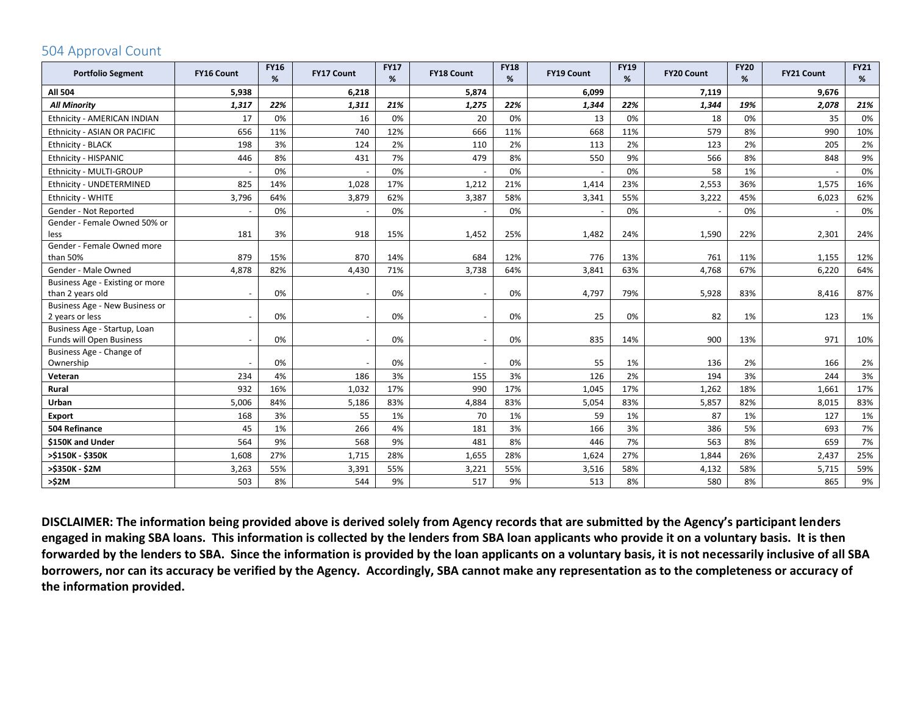## 504 Approval Count

| Portfolio Segment | FY16 Count | FY16 % | FY17 Count | FY17 % | FY18 Count | FY18 % | FY19 Count | FY19 % | FY20 Count | FY20 % | FY21 Count | FY21 % |
|---|---|---|---|---|---|---|---|---|---|---|---|---|
| **All 504** | **5,938** | | **6,218** | | **5,874** | | **6,099** | | **7,119** | | **9,676** | |
| ***All Minority*** | ***1,317*** | ***22%*** | ***1,311*** | ***21%*** | ***1,275*** | ***22%*** | ***1,344*** | ***22%*** | ***1,344*** | ***19%*** | ***2,078*** | ***21%*** |
| Ethnicity - AMERICAN INDIAN | 17 | 0% | 16 | 0% | 20 | 0% | 13 | 0% | 18 | 0% | 35 | 0% |
| Ethnicity - ASIAN OR PACIFIC | 656 | 11% | 740 | 12% | 666 | 11% | 668 | 11% | 579 | 8% | 990 | 10% |
| Ethnicity - BLACK | 198 | 3% | 124 | 2% | 110 | 2% | 113 | 2% | 123 | 2% | 205 | 2% |
| Ethnicity - HISPANIC | 446 | 8% | 431 | 7% | 479 | 8% | 550 | 9% | 566 | 8% | 848 | 9% |
| Ethnicity - MULTI-GROUP | - | 0% | - | 0% | - | 0% | - | 0% | 58 | 1% | - | 0% |
| Ethnicity - UNDETERMINED | 825 | 14% | 1,028 | 17% | 1,212 | 21% | 1,414 | 23% | 2,553 | 36% | 1,575 | 16% |
| Ethnicity - WHITE | 3,796 | 64% | 3,879 | 62% | 3,387 | 58% | 3,341 | 55% | 3,222 | 45% | 6,023 | 62% |
| Gender - Not Reported | - | 0% | - | 0% | - | 0% | - | 0% | - | 0% | - | 0% |
| Gender - Female Owned 50% or less | 181 | 3% | 918 | 15% | 1,452 | 25% | 1,482 | 24% | 1,590 | 22% | 2,301 | 24% |
| Gender - Female Owned more than 50% | 879 | 15% | 870 | 14% | 684 | 12% | 776 | 13% | 761 | 11% | 1,155 | 12% |
| Gender - Male Owned | 4,878 | 82% | 4,430 | 71% | 3,738 | 64% | 3,841 | 63% | 4,768 | 67% | 6,220 | 64% |
| Business Age - Existing or more than 2 years old | - | 0% | - | 0% | - | 0% | 4,797 | 79% | 5,928 | 83% | 8,416 | 87% |
| Business Age - New Business or 2 years or less | - | 0% | - | 0% | - | 0% | 25 | 0% | 82 | 1% | 123 | 1% |
| Business Age - Startup, Loan Funds will Open Business | - | 0% | - | 0% | - | 0% | 835 | 14% | 900 | 13% | 971 | 10% |
| Business Age - Change of Ownership | - | 0% | - | 0% | - | 0% | 55 | 1% | 136 | 2% | 166 | 2% |
| **Veteran** | 234 | 4% | 186 | 3% | 155 | 3% | 126 | 2% | 194 | 3% | 244 | 3% |
| **Rural** | 932 | 16% | 1,032 | 17% | 990 | 17% | 1,045 | 17% | 1,262 | 18% | 1,661 | 17% |
| **Urban** | 5,006 | 84% | 5,186 | 83% | 4,884 | 83% | 5,054 | 83% | 5,857 | 82% | 8,015 | 83% |
| **Export** | 168 | 3% | 55 | 1% | 70 | 1% | 59 | 1% | 87 | 1% | 127 | 1% |
| **504 Refinance** | 45 | 1% | 266 | 4% | 181 | 3% | 166 | 3% | 386 | 5% | 693 | 7% |
| **$150K and Under** | 564 | 9% | 568 | 9% | 481 | 8% | 446 | 7% | 563 | 8% | 659 | 7% |
| **>$150K - $350K** | 1,608 | 27% | 1,715 | 28% | 1,655 | 28% | 1,624 | 27% | 1,844 | 26% | 2,437 | 25% |
| **>$350K - $2M** | 3,263 | 55% | 3,391 | 55% | 3,221 | 55% | 3,516 | 58% | 4,132 | 58% | 5,715 | 59% |
| **>$2M** | 503 | 8% | 544 | 9% | 517 | 9% | 513 | 8% | 580 | 8% | 865 | 9% |

**DISCLAIMER: The information being provided above is derived solely from Agency records that are submitted by the Agency's participant lenders engaged in making SBA loans. This information is collected by the lenders from SBA loan applicants who provide it on a voluntary basis. It is then forwarded by the lenders to SBA. Since the information is provided by the loan applicants on a voluntary basis, it is not necessarily inclusive of all SBA borrowers, nor can its accuracy be verified by the Agency. Accordingly, SBA cannot make any representation as to the completeness or accuracy of the information provided.**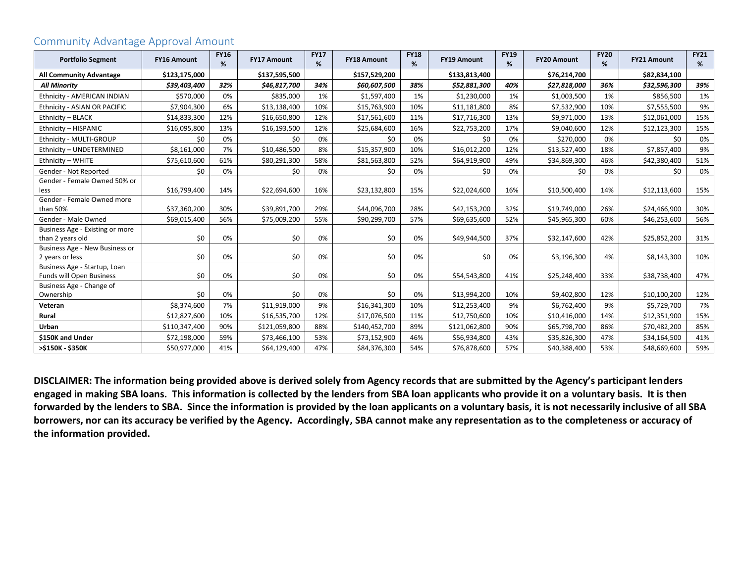## Community Advantage Approval Amount

| Portfolio Segment | FY16 Amount | FY16 % | FY17 Amount | FY17 % | FY18 Amount | FY18 % | FY19 Amount | FY19 % | FY20 Amount | FY20 % | FY21 Amount | FY21 % |
|---|---|---|---|---|---|---|---|---|---|---|---|---|
| **All Community Advantage** | **$123,175,000** | | **$137,595,500** | | **$157,529,200** | | **$133,813,400** | | **$76,214,700** | | **$82,834,100** | |
| ***All Minority*** | ***$39,403,400*** | ***32%*** | ***$46,817,700*** | ***34%*** | ***$60,607,500*** | ***38%*** | ***$52,881,300*** | ***40%*** | ***$27,818,000*** | ***36%*** | ***$32,596,300*** | ***39%*** |
| Ethnicity - AMERICAN INDIAN | $570,000 | 0% | $835,000 | 1% | $1,597,400 | 1% | $1,230,000 | 1% | $1,003,500 | 1% | $856,500 | 1% |
| Ethnicity - ASIAN OR PACIFIC | $7,904,300 | 6% | $13,138,400 | 10% | $15,763,900 | 10% | $11,181,800 | 8% | $7,532,900 | 10% | $7,555,500 | 9% |
| Ethnicity – BLACK | $14,833,300 | 12% | $16,650,800 | 12% | $17,561,600 | 11% | $17,716,300 | 13% | $9,971,000 | 13% | $12,061,000 | 15% |
| Ethnicity – HISPANIC | $16,095,800 | 13% | $16,193,500 | 12% | $25,684,600 | 16% | $22,753,200 | 17% | $9,040,600 | 12% | $12,123,300 | 15% |
| Ethnicity - MULTI-GROUP | $0 | 0% | $0 | 0% | $0 | 0% | $0 | 0% | $270,000 | 0% | $0 | 0% |
| Ethnicity – UNDETERMINED | $8,161,000 | 7% | $10,486,500 | 8% | $15,357,900 | 10% | $16,012,200 | 12% | $13,527,400 | 18% | $7,857,400 | 9% |
| Ethnicity – WHITE | $75,610,600 | 61% | $80,291,300 | 58% | $81,563,800 | 52% | $64,919,900 | 49% | $34,869,300 | 46% | $42,380,400 | 51% |
| Gender - Not Reported | $0 | 0% | $0 | 0% | $0 | 0% | $0 | 0% | $0 | 0% | $0 | 0% |
| Gender - Female Owned 50% or less | $16,799,400 | 14% | $22,694,600 | 16% | $23,132,800 | 15% | $22,024,600 | 16% | $10,500,400 | 14% | $12,113,600 | 15% |
| Gender - Female Owned more than 50% | $37,360,200 | 30% | $39,891,700 | 29% | $44,096,700 | 28% | $42,153,200 | 32% | $19,749,000 | 26% | $24,466,900 | 30% |
| Gender - Male Owned | $69,015,400 | 56% | $75,009,200 | 55% | $90,299,700 | 57% | $69,635,600 | 52% | $45,965,300 | 60% | $46,253,600 | 56% |
| Business Age - Existing or more than 2 years old | $0 | 0% | $0 | 0% | $0 | 0% | $49,944,500 | 37% | $32,147,600 | 42% | $25,852,200 | 31% |
| Business Age - New Business or 2 years or less | $0 | 0% | $0 | 0% | $0 | 0% | $0 | 0% | $3,196,300 | 4% | $8,143,300 | 10% |
| Business Age - Startup, Loan Funds will Open Business | $0 | 0% | $0 | 0% | $0 | 0% | $54,543,800 | 41% | $25,248,400 | 33% | $38,738,400 | 47% |
| Business Age - Change of Ownership | $0 | 0% | $0 | 0% | $0 | 0% | $13,994,200 | 10% | $9,402,800 | 12% | $10,100,200 | 12% |
| **Veteran** | $8,374,600 | 7% | $11,919,000 | 9% | $16,341,300 | 10% | $12,253,400 | 9% | $6,762,400 | 9% | $5,729,700 | 7% |
| **Rural** | $12,827,600 | 10% | $16,535,700 | 12% | $17,076,500 | 11% | $12,750,600 | 10% | $10,416,000 | 14% | $12,351,900 | 15% |
| **Urban** | $110,347,400 | 90% | $121,059,800 | 88% | $140,452,700 | 89% | $121,062,800 | 90% | $65,798,700 | 86% | $70,482,200 | 85% |
| **$150K and Under** | $72,198,000 | 59% | $73,466,100 | 53% | $73,152,900 | 46% | $56,934,800 | 43% | $35,826,300 | 47% | $34,164,500 | 41% |
| **>$150K - $350K** | $50,977,000 | 41% | $64,129,400 | 47% | $84,376,300 | 54% | $76,878,600 | 57% | $40,388,400 | 53% | $48,669,600 | 59% |

**DISCLAIMER: The information being provided above is derived solely from Agency records that are submitted by the Agency's participant lenders engaged in making SBA loans. This information is collected by the lenders from SBA loan applicants who provide it on a voluntary basis. It is then forwarded by the lenders to SBA. Since the information is provided by the loan applicants on a voluntary basis, it is not necessarily inclusive of all SBA borrowers, nor can its accuracy be verified by the Agency. Accordingly, SBA cannot make any representation as to the completeness or accuracy of the information provided.**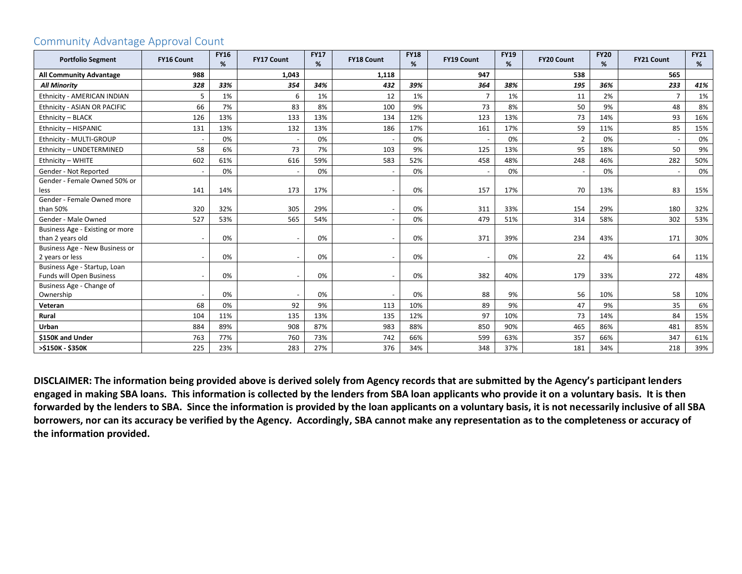## Community Advantage Approval Count

| Portfolio Segment | FY16 Count | FY16 % | FY17 Count | FY17 % | FY18 Count | FY18 % | FY19 Count | FY19 % | FY20 Count | FY20 % | FY21 Count | FY21 % |
|---|---|---|---|---|---|---|---|---|---|---|---|---|
| **All Community Advantage** | **988** | | **1,043** | | **1,118** | | **947** | | **538** | | **565** | |
| ***All Minority*** | ***328*** | ***33%*** | ***354*** | ***34%*** | ***432*** | ***39%*** | ***364*** | ***38%*** | ***195*** | ***36%*** | ***233*** | ***41%*** |
| Ethnicity - AMERICAN INDIAN | 5 | 1% | 6 | 1% | 12 | 1% | 7 | 1% | 11 | 2% | 7 | 1% |
| Ethnicity - ASIAN OR PACIFIC | 66 | 7% | 83 | 8% | 100 | 9% | 73 | 8% | 50 | 9% | 48 | 8% |
| Ethnicity – BLACK | 126 | 13% | 133 | 13% | 134 | 12% | 123 | 13% | 73 | 14% | 93 | 16% |
| Ethnicity – HISPANIC | 131 | 13% | 132 | 13% | 186 | 17% | 161 | 17% | 59 | 11% | 85 | 15% |
| Ethnicity - MULTI-GROUP | - | 0% | - | 0% | - | 0% | - | 0% | 2 | 0% | - | 0% |
| Ethnicity – UNDETERMINED | 58 | 6% | 73 | 7% | 103 | 9% | 125 | 13% | 95 | 18% | 50 | 9% |
| Ethnicity – WHITE | 602 | 61% | 616 | 59% | 583 | 52% | 458 | 48% | 248 | 46% | 282 | 50% |
| Gender - Not Reported | - | 0% | - | 0% | - | 0% | - | 0% | - | 0% | - | 0% |
| Gender - Female Owned 50% or less | 141 | 14% | 173 | 17% | - | 0% | 157 | 17% | 70 | 13% | 83 | 15% |
| Gender - Female Owned more than 50% | 320 | 32% | 305 | 29% | - | 0% | 311 | 33% | 154 | 29% | 180 | 32% |
| Gender - Male Owned | 527 | 53% | 565 | 54% | - | 0% | 479 | 51% | 314 | 58% | 302 | 53% |
| Business Age - Existing or more than 2 years old | - | 0% | - | 0% | - | 0% | 371 | 39% | 234 | 43% | 171 | 30% |
| Business Age - New Business or 2 years or less | - | 0% | - | 0% | - | 0% | - | 0% | 22 | 4% | 64 | 11% |
| Business Age - Startup, Loan Funds will Open Business | - | 0% | - | 0% | - | 0% | 382 | 40% | 179 | 33% | 272 | 48% |
| Business Age - Change of Ownership | - | 0% | - | 0% | - | 0% | 88 | 9% | 56 | 10% | 58 | 10% |
| **Veteran** | 68 | 0% | 92 | 9% | 113 | 10% | 89 | 9% | 47 | 9% | 35 | 6% |
| **Rural** | 104 | 11% | 135 | 13% | 135 | 12% | 97 | 10% | 73 | 14% | 84 | 15% |
| **Urban** | 884 | 89% | 908 | 87% | 983 | 88% | 850 | 90% | 465 | 86% | 481 | 85% |
| **$150K and Under** | 763 | 77% | 760 | 73% | 742 | 66% | 599 | 63% | 357 | 66% | 347 | 61% |
| **>$150K - $350K** | 225 | 23% | 283 | 27% | 376 | 34% | 348 | 37% | 181 | 34% | 218 | 39% |

**DISCLAIMER: The information being provided above is derived solely from Agency records that are submitted by the Agency's participant lenders engaged in making SBA loans. This information is collected by the lenders from SBA loan applicants who provide it on a voluntary basis. It is then forwarded by the lenders to SBA. Since the information is provided by the loan applicants on a voluntary basis, it is not necessarily inclusive of all SBA borrowers, nor can its accuracy be verified by the Agency. Accordingly, SBA cannot make any representation as to the completeness or accuracy of the information provided.**